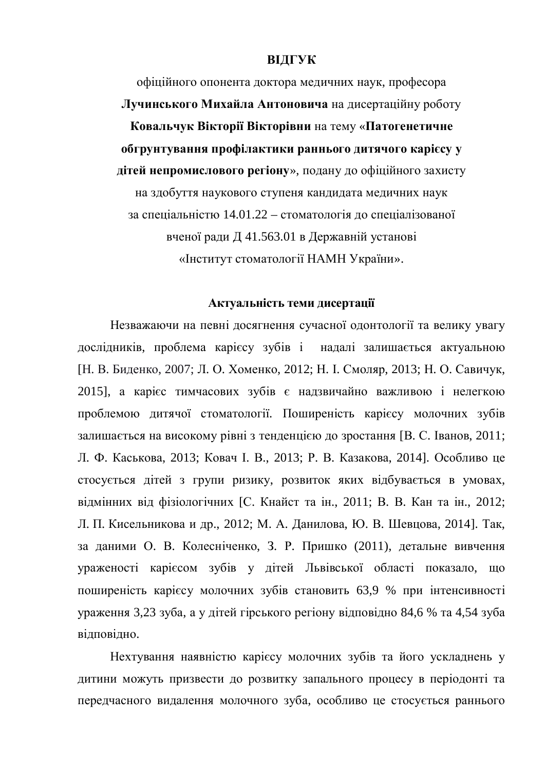**ВІДГУК**

офіційного опонента доктора медичних наук, професора **Лучинського Михайла Антоновича** на дисертаційну роботу **Ковальчук Вікторії Вікторівни** на тему «**Патогенетичне обгрунтування профілактики раннього дитячого карієсу у дітей непромислового регіону**», подану до офіційного захисту на здобуття наукового ступеня кандидата медичних наук за спеціальністю 14.01.22 – стоматологія до спеціалізованої вченої ради Д 41.563.01 в Державній установі «Інститут стоматології НАМН України».

**Актуальність теми дисертації**

Незважаючи на певні досягнення сучасної одонтології та велику увагу дослідників, проблема карієсу зубів і надалі залишається актуальною [Н. В. Биденко, 2007; Л. О. Хоменко, 2012; Н. І. Смоляр, 2013; Н. О. Савичук, 2015], а карієс тимчасових зубів є надзвичайно важливою і нелегкою проблемою дитячої стоматології. Поширеність карієсу молочних зубів залишається на високому рівні з тенденцією до зростання [В. С. Іванов, 2011; Л. Ф. Каськова, 2013; Ковач І. В., 2013; Р. В. Казакова, 2014]. Особливо це стосується дітей з групи ризику, розвиток яких відбувається в умовах, відмінних від фізіологічних [С. Кнайст та ін., 2011; В. В. Кан та ін., 2012; Л. П. Кисельникова и др., 2012; М. А. Данилова, Ю. В. Шевцова, 2014]. Так, за даними О. В. Колесніченко, З. Р. Пришко (2011), детальне вивчення ураженості карієсом зубів у дітей Львівської області показало, що поширеність карієсу молочних зубів становить 63,9 % при інтенсивності ураження 3,23 зуба, а у дітей гірського регіону відповідно 84,6 % та 4,54 зуба відповідно.

Нехтування наявністю карієсу молочних зубів та його ускладнень у дитини можуть призвести до розвитку запального процесу в періодонті та передчасного видалення молочного зуба, особливо це стосується раннього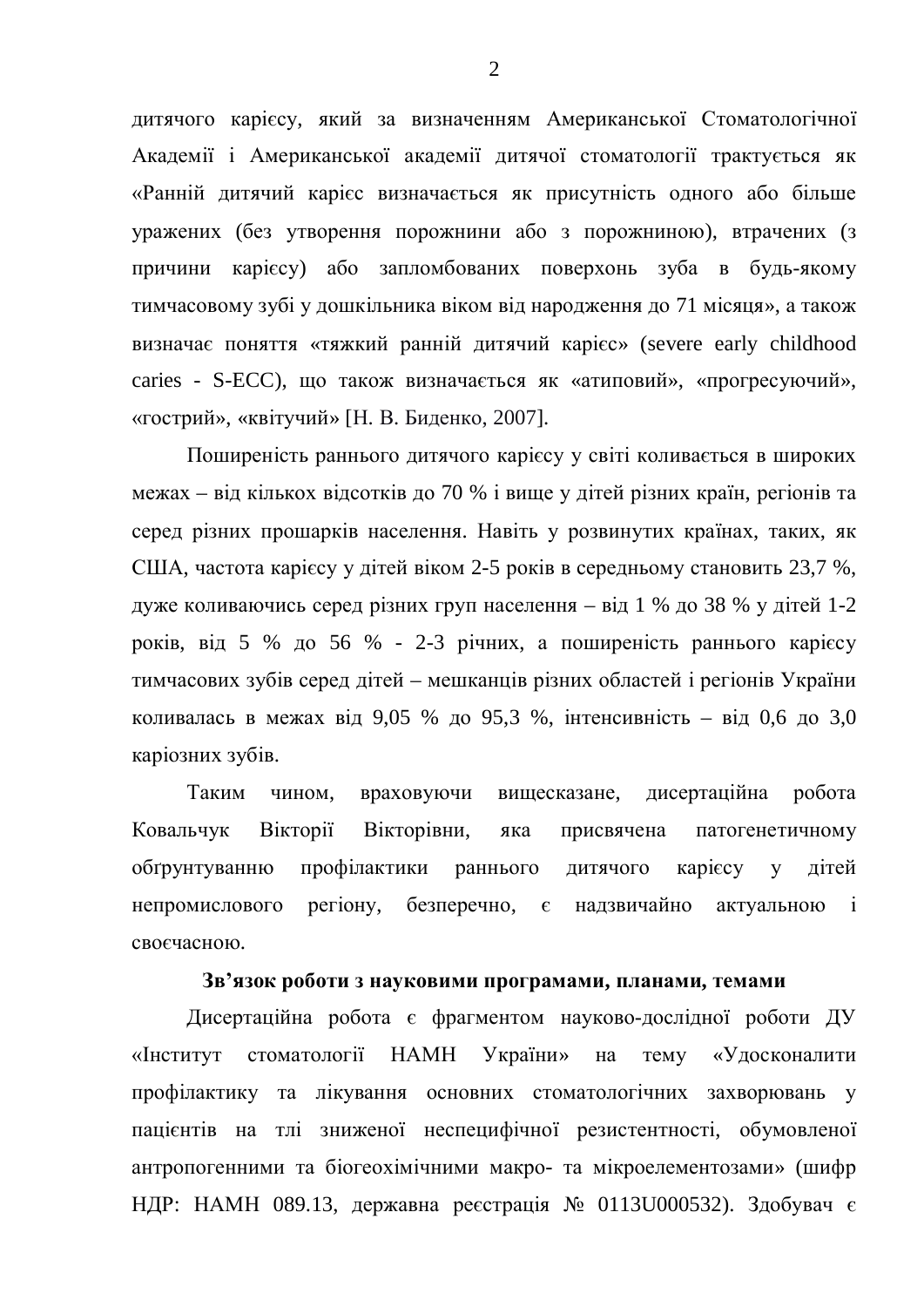дитячого карієсу, який за визначенням Американської Стоматологічної Академії і Американської академії дитячої стоматології трактується як «Ранній дитячий карієс визначається як присутність одного або більше уражених (без утворення порожнини або з порожниною), втрачених (з причини карієсу) або запломбованих поверхонь зуба в будь-якому тимчасовому зубі у дошкільника віком від народження до 71 місяця», а також визначає поняття «тяжкий ранній дитячий карієс» (severe early childhood caries - S-ECC), що також визначається як «атиповий», «прогресуючий», «гострий», «квітучий» [Н. В. Биденко, 2007].

Поширеність раннього дитячого карієсу у світі коливається в широких межах – від кількох відсотків до 70 % і вище у дітей різних країн, регіонів та серед різних прошарків населення. Навіть у розвинутих країнах, таких, як США, частота карієсу у дітей віком 2-5 років в середньому становить 23,7 %, дуже коливаючись серед різних груп населення – від 1 % до 38 % у дітей 1-2 років, від 5 % до 56 % - 2-3 річних, а поширеність раннього карієсу тимчасових зубів серед дітей – мешканців різних областей і регіонів України коливалась в межах від 9,05 % до 95,3 %, інтенсивність – від 0,6 до 3,0 каріозних зубів.

Таким чином, враховуючи вищесказане, дисертаційна робота Ковальчук Вікторії Вікторівни, яка присвячена патогенетичному обґрунтуванню профілактики раннього дитячого карієсу у дітей непромислового регіону, безперечно, є надзвичайно актуальною і своєчасною.

**Зв'язок роботи з науковими програмами, планами, темами**

Дисертаційна робота є фрагментом науково-дослідної роботи ДУ «Інститут стоматології НАМН України» на тему «Удосконалити профілактику та лікування основних стоматологічних захворювань у пацієнтів на тлі зниженої неспецифічної резистентності, обумовленої антропогенними та біогеохімічними макро- та мікроелементозами» (шифр НДР: НАМН 089.13, державна реєстрація № 0113U000532). Здобувач є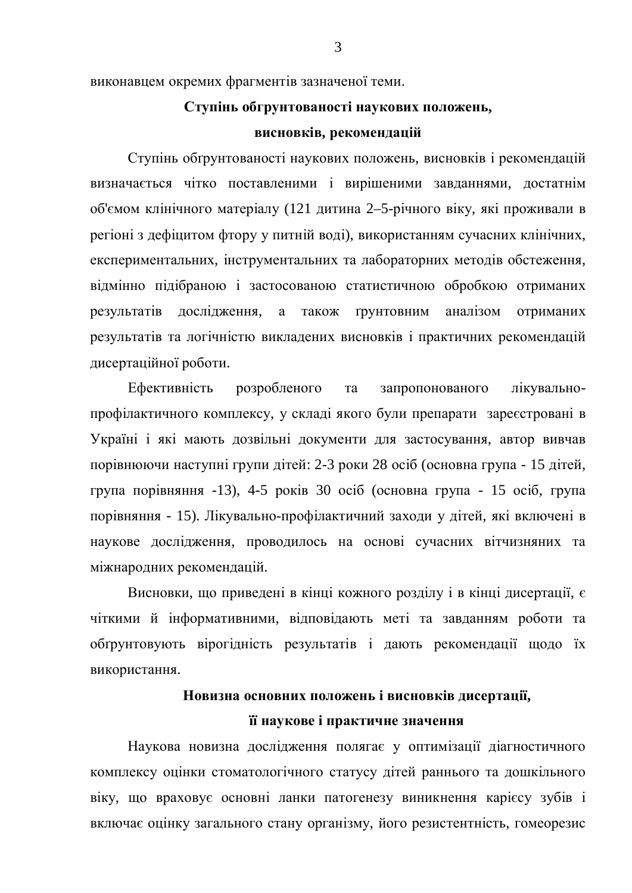виконавцем окремих фрагментів зазначеної теми.

## Ступінь обгрунтованості наукових положень, висновків, рекомендацій

Ступінь обґрунтованості наукових положень, висновків і рекомендацій визначається чітко поставленими і вирішеними завданнями, достатнім об'ємом клінічного матеріалу (121 дитина 2–5-річного віку, які проживали в регіоні з дефіцитом фтору у питній воді), використанням сучасних клінічних, експериментальних, інструментальних та лабораторних методів обстеження, відмінно підібраною і застосованою статистичною обробкою отриманих результатів дослідження, а також ґрунтовним аналізом отриманих результатів та логічністю викладених висновків і практичних рекомендацій дисертаційної роботи.

Ефективність розробленого та запропонованого лікувально-профілактичного комплексу, у складі якого були препарати зареєстровані в Україні і які мають дозвільні документи для застосування, автор вивчав порівнюючи наступні групи дітей: 2-3 роки 28 осіб (основна група - 15 дітей, група порівняння -13), 4-5 років 30 осіб (основна група - 15 осіб, група порівняння - 15). Лікувально-профілактичний заходи у дітей, які включені в наукове дослідження, проводилось на основі сучасних вітчизняних та міжнародних рекомендацій.

Висновки, що приведені в кінці кожного розділу і в кінці дисертації, є чіткими й інформативними, відповідають меті та завданням роботи та обґрунтовують вірогідність результатів і дають рекомендації щодо їх використання.

## Новизна основних положень і висновків дисертації, її наукове і практичне значення

Наукова новизна дослідження полягає у оптимізації діагностичного комплексу оцінки стоматологічного статусу дітей раннього та дошкільного віку, що враховує основні ланки патогенезу виникнення карієсу зубів і включає оцінку загального стану організму, його резистентність, гомеорезис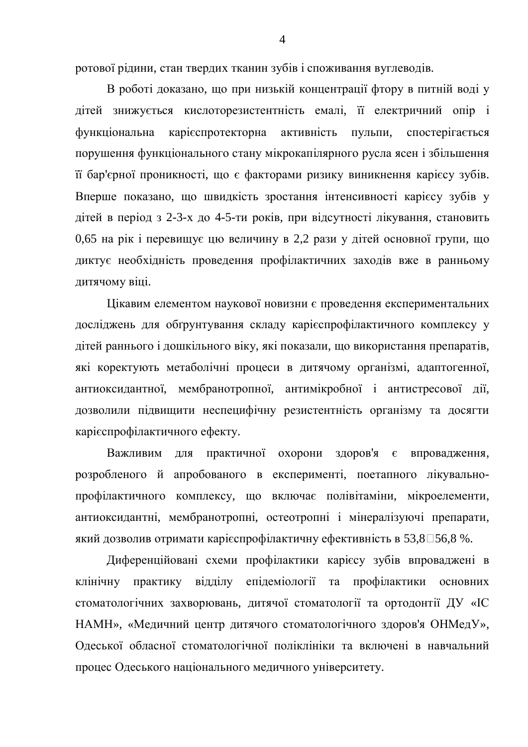ротової рідини, стан твердих тканин зубів і споживання вуглеводів.

В роботі доказано, що при низькій концентрації фтору в питній воді у дітей знижується кислоторезистентність емалі, її електричний опір і функціональна карієспротекторна активність пульпи, спостерігається порушення функціонального стану мікрокапілярного русла ясен і збільшення її бар'єрної проникності, що є факторами ризику виникнення карієсу зубів. Вперше показано, що швидкість зростання інтенсивності карієсу зубів у дітей в період з 2-3-х до 4-5-ти років, при відсутності лікування, становить 0,65 на рік і перевищує цю величину в 2,2 рази у дітей основної групи, що диктує необхідність проведення профілактичних заходів вже в ранньому дитячому віці.

Цікавим елементом наукової новизни є проведення експериментальних досліджень для обґрунтування складу карієспрофілактичного комплексу у дітей раннього і дошкільного віку, які показали, що використання препаратів, які коректують метаболічні процеси в дитячому організмі, адаптогенної, антиоксидантної, мембранотропної, антимікробної і антистресової дії, дозволили підвищити неспецифічну резистентність організму та досягти карієспрофілактичного ефекту.

Важливим для практичної охорони здоров'я є впровадження, розробленого й апробованого в експерименті, поетапного лікувально-профілактичного комплексу, що включає полівітаміни, мікроелементи, антиоксидантні, мембранотропні, остеотропні і мінералізуючі препарати, який дозволив отримати карієспрофілактичну ефективність в 53,8–56,8 %.

Диференційовані схеми профілактики карієсу зубів впроваджені в клінічну практику відділу епідеміології та профілактики основних стоматологічних захворювань, дитячої стоматології та ортодонтії ДУ «ІС НАМН», «Медичний центр дитячого стоматологічного здоров'я ОНМедУ», Одеської обласної стоматологічної поліклініки та включені в навчальний процес Одеського національного медичного університету.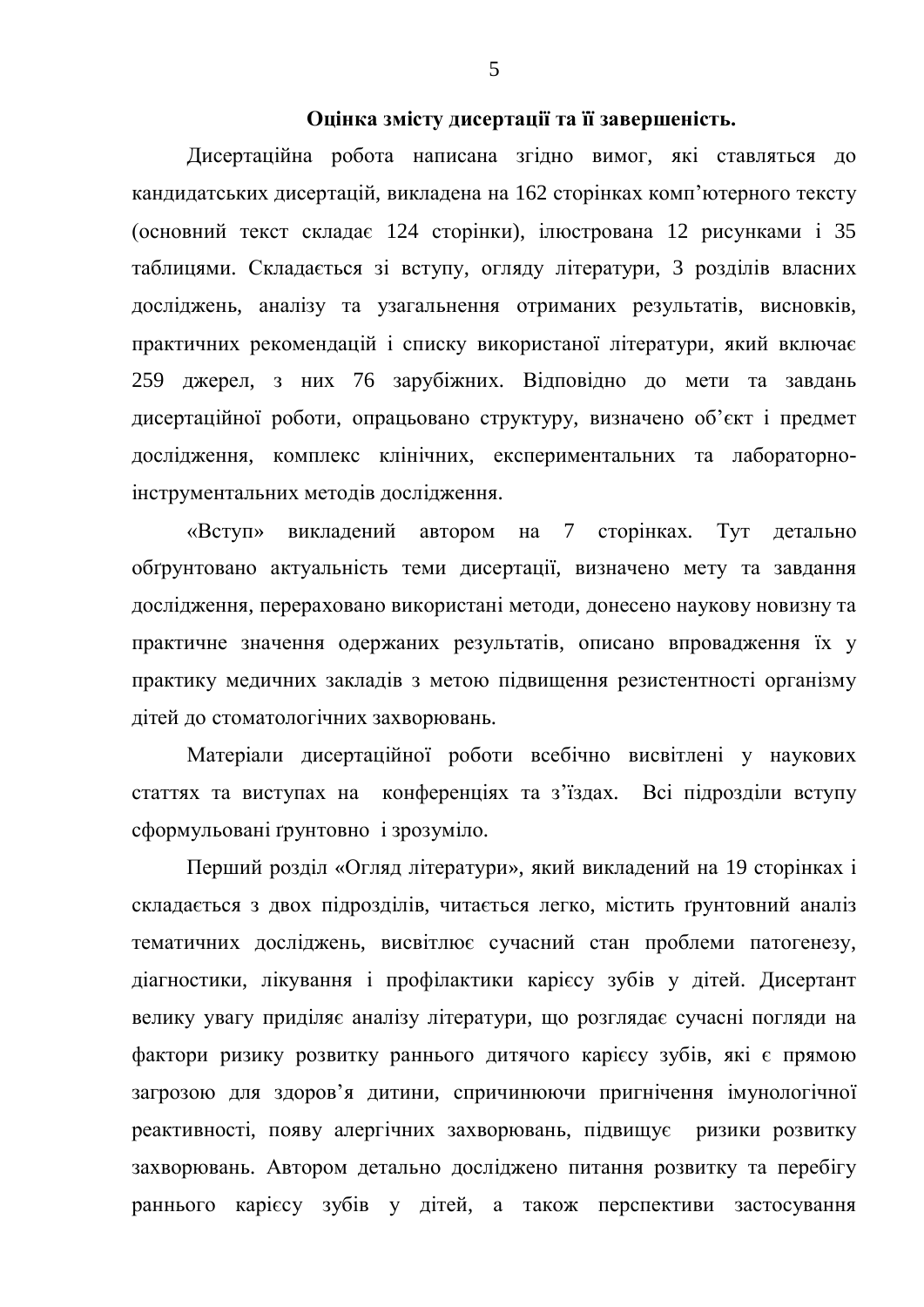**Оцінка змісту дисертації та її завершеність.**

Дисертаційна робота написана згідно вимог, які ставляться до кандидатських дисертацій, викладена на 162 сторінках комп'ютерного тексту (основний текст складає 124 сторінки), ілюстрована 12 рисунками і 35 таблицями. Складається зі вступу, огляду літератури, 3 розділів власних досліджень, аналізу та узагальнення отриманих результатів, висновків, практичних рекомендацій і списку використаної літератури, який включає 259 джерел, з них 76 зарубіжних. Відповідно до мети та завдань дисертаційної роботи, опрацьовано структуру, визначено об'єкт і предмет дослідження, комплекс клінічних, експериментальних та лабораторно-інструментальних методів дослідження.

«Вступ» викладений автором на 7 сторінках. Тут детально обґрунтовано актуальність теми дисертації, визначено мету та завдання дослідження, перераховано використані методи, донесено наукову новизну та практичне значення одержаних результатів, описано впровадження їх у практику медичних закладів з метою підвищення резистентності організму дітей до стоматологічних захворювань.

Матеріали дисертаційної роботи всебічно висвітлені у наукових статтях та виступах на конференціях та з'їздах. Всі підрозділи вступу сформульовані ґрунтовно і зрозуміло.

Перший розділ «Огляд літератури», який викладений на 19 сторінках і складається з двох підрозділів, читається легко, містить ґрунтовний аналіз тематичних досліджень, висвітлює сучасний стан проблеми патогенезу, діагностики, лікування і профілактики карієсу зубів у дітей. Дисертант велику увагу приділяє аналізу літератури, що розглядає сучасні погляди на фактори ризику розвитку раннього дитячого карієсу зубів, які є прямою загрозою для здоров'я дитини, спричинюючи пригнічення імунологічної реактивності, появу алергічних захворювань, підвищує ризики розвитку захворювань. Автором детально досліджено питання розвитку та перебігу раннього карієсу зубів у дітей, а також перспективи застосування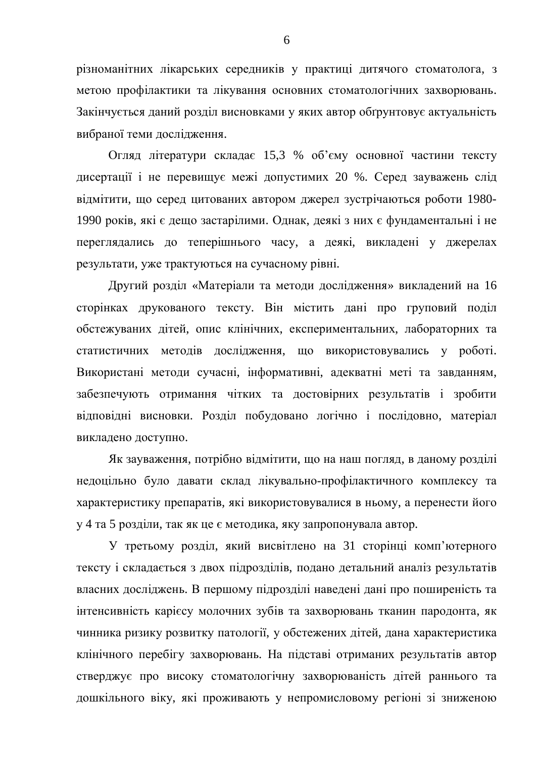різноманітних лікарських середників у практиці дитячого стоматолога, з метою профілактики та лікування основних стоматологічних захворювань. Закінчується даний розділ висновками у яких автор обґрунтовує актуальність вибраної теми дослідження.

Огляд літератури складає 15,3 % об'єму основної частини тексту дисертації і не перевищує межі допустимих 20 %. Серед зауважень слід відмітити, що серед цитованих автором джерел зустрічаються роботи 1980-1990 років, які є дещо застарілими. Однак, деякі з них є фундаментальні і не переглядались до теперішнього часу, а деякі, викладені у джерелах результати, уже трактуються на сучасному рівні.

Другий розділ «Матеріали та методи дослідження» викладений на 16 сторінках друкованого тексту. Він містить дані про груповий поділ обстежуваних дітей, опис клінічних, експериментальних, лабораторних та статистичних методів дослідження, що використовувались у роботі. Використані методи сучасні, інформативні, адекватні меті та завданням, забезпечують отримання чітких та достовірних результатів і зробити відповідні висновки. Розділ побудовано логічно і послідовно, матеріал викладено доступно.

Як зауваження, потрібно відмітити, що на наш погляд, в даному розділі недоцільно було давати склад лікувально-профілактичного комплексу та характеристику препаратів, які використовувалися в ньому, а перенести його у 4 та 5 розділи, так як це є методика, яку запропонувала автор.

У третьому розділ, який висвітлено на 31 сторінці комп'ютерного тексту і складається з двох підрозділів, подано детальний аналіз результатів власних досліджень. В першому підрозділі наведені дані про поширеність та інтенсивність карієсу молочних зубів та захворювань тканин пародонта, як чинника ризику розвитку патології, у обстежених дітей, дана характеристика клінічного перебігу захворювань. На підставі отриманих результатів автор стверджує про високу стоматологічну захворюваність дітей раннього та дошкільного віку, які проживають у непромисловому регіоні зі зниженою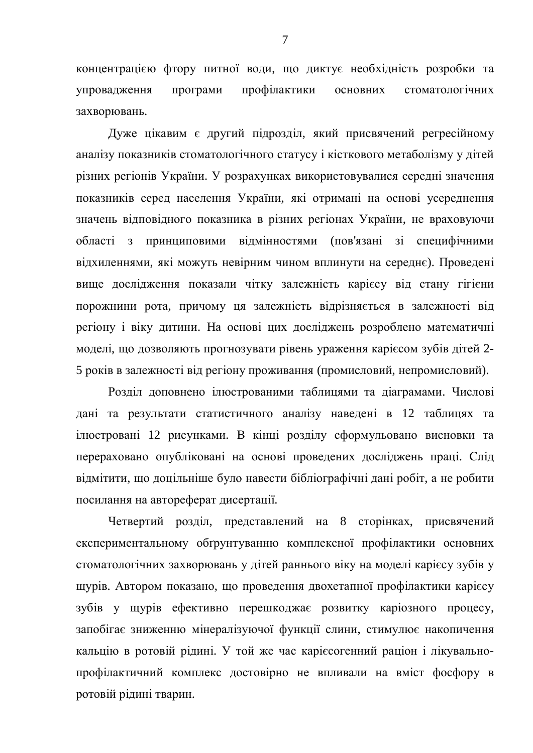концентрацією фтору питної води, що диктує необхідність розробки та упровадження програми профілактики основних стоматологічних захворювань.

Дуже цікавим є другий підрозділ, який присвячений регресійному аналізу показників стоматологічного статусу і кісткового метаболізму у дітей різних регіонів України. У розрахунках використовувалися середні значення показників серед населення України, які отримані на основі усереднення значень відповідного показника в різних регіонах України, не враховуючи області з принциповими відмінностями (пов'язані зі специфічними відхиленнями, які можуть невірним чином вплинути на середнє). Проведені вище дослідження показали чітку залежність карієсу від стану гігієни порожнини рота, причому ця залежність відрізняється в залежності від регіону і віку дитини. На основі цих досліджень розроблено математичні моделі, що дозволяють прогнозувати рівень ураження карієсом зубів дітей 2-5 років в залежності від регіону проживання (промисловий, непромисловий).

Розділ доповнено ілюстрованими таблицями та діаграмами. Числові дані та результати статистичного аналізу наведені в 12 таблицях та ілюстровані 12 рисунками. В кінці розділу сформульовано висновки та перераховано опубліковані на основі проведених досліджень праці. Слід відмітити, що доцільніше було навести бібліографічні дані робіт, а не робити посилання на автореферат дисертації.

Четвертий розділ, представлений на 8 сторінках, присвячений експериментальному обґрунтуванню комплексної профілактики основних стоматологічних захворювань у дітей раннього віку на моделі карієсу зубів у щурів. Автором показано, що проведення двохетапної профілактики карієсу зубів у щурів ефективно перешкоджає розвитку каріозного процесу, запобігає зниженню мінералізуючої функції слини, стимулює накопичення кальцію в ротовій рідині. У той же час карієсогенний раціон і лікувально-профілактичний комплекс достовірно не впливали на вміст фосфору в ротовій рідині тварин.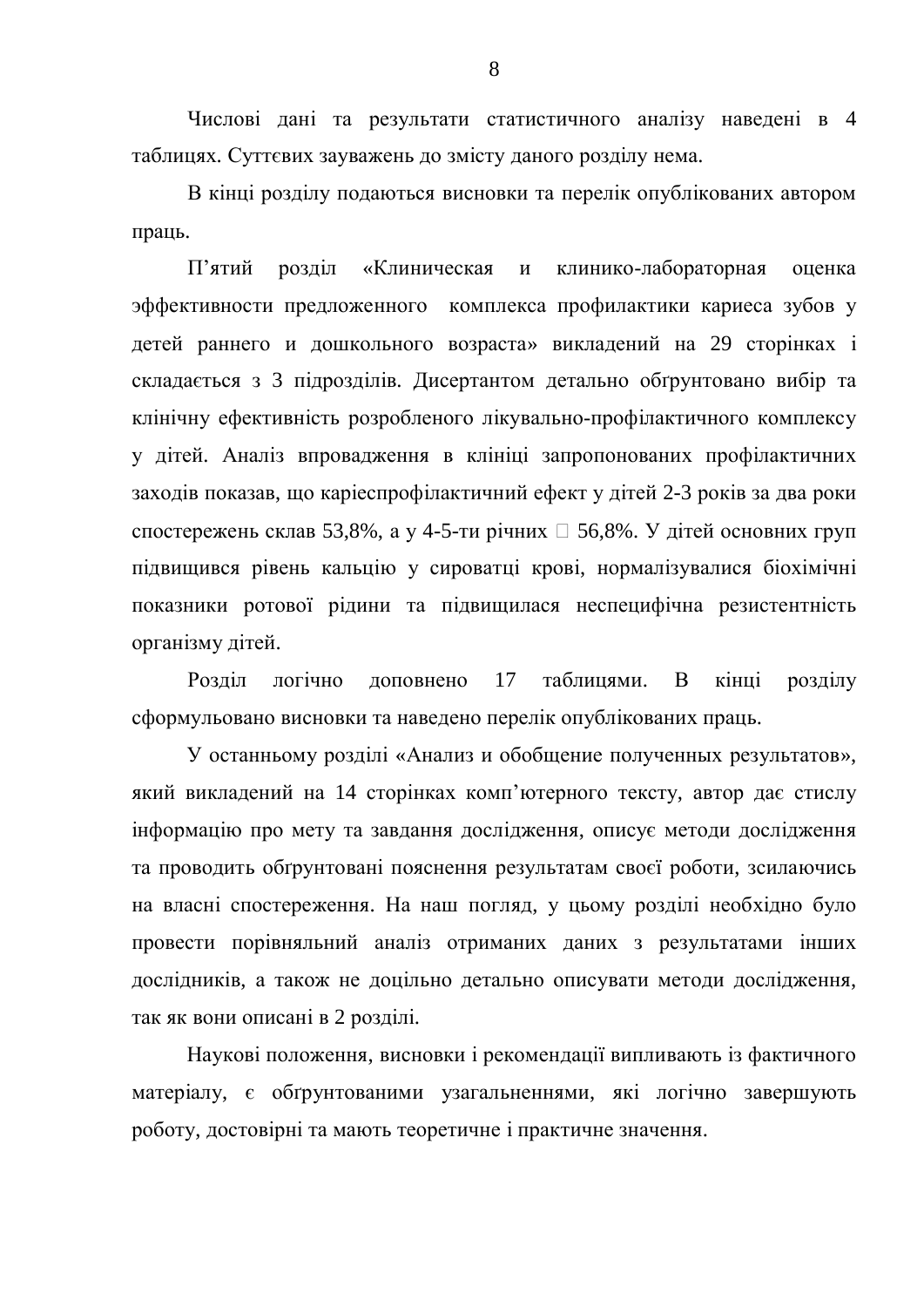Числові дані та результати статистичного аналізу наведені в 4 таблицях. Суттєвих зауважень до змісту даного розділу нема.

В кінці розділу подаються висновки та перелік опублікованих автором праць.

П’ятий розділ «Клиническая и клинико-лабораторная оценка эффективности предложенного комплекса профилактики кариеса зубов у детей раннего и дошкольного возраста» викладений на 29 сторінках і складається з 3 підрозділів. Дисертантом детально обґрунтовано вибір та клінічну ефективність розробленого лікувально-профілактичного комплексу у дітей. Аналіз впровадження в клініці запропонованих профілактичних заходів показав, що карієспрофілактичний ефект у дітей 2-3 років за два роки спостережень склав 53,8%, а у 4-5-ти річних  56,8%. У дітей основних груп підвищився рівень кальцію у сироватці крові, нормалізувалися біохімічні показники ротової рідини та підвищилася неспецифічна резистентність організму дітей.

Розділ логічно доповнено 17 таблицями. В кінці розділу сформульовано висновки та наведено перелік опублікованих праць.

У останньому розділі «Анализ и обобщение полученных результатов», який викладений на 14 сторінках комп’ютерного тексту, автор дає стислу інформацію про мету та завдання дослідження, описує методи дослідження та проводить обґрунтовані пояснення результатам своєї роботи, зсилаючись на власні спостереження. На наш погляд, у цьому розділі необхідно було провести порівняльний аналіз отриманих даних з результатами інших дослідників, а також не доцільно детально описувати методи дослідження, так як вони описані в 2 розділі.

Наукові положення, висновки і рекомендації випливають із фактичного матеріалу, є обґрунтованими узагальненнями, які логічно завершують роботу, достовірні та мають теоретичне і практичне значення.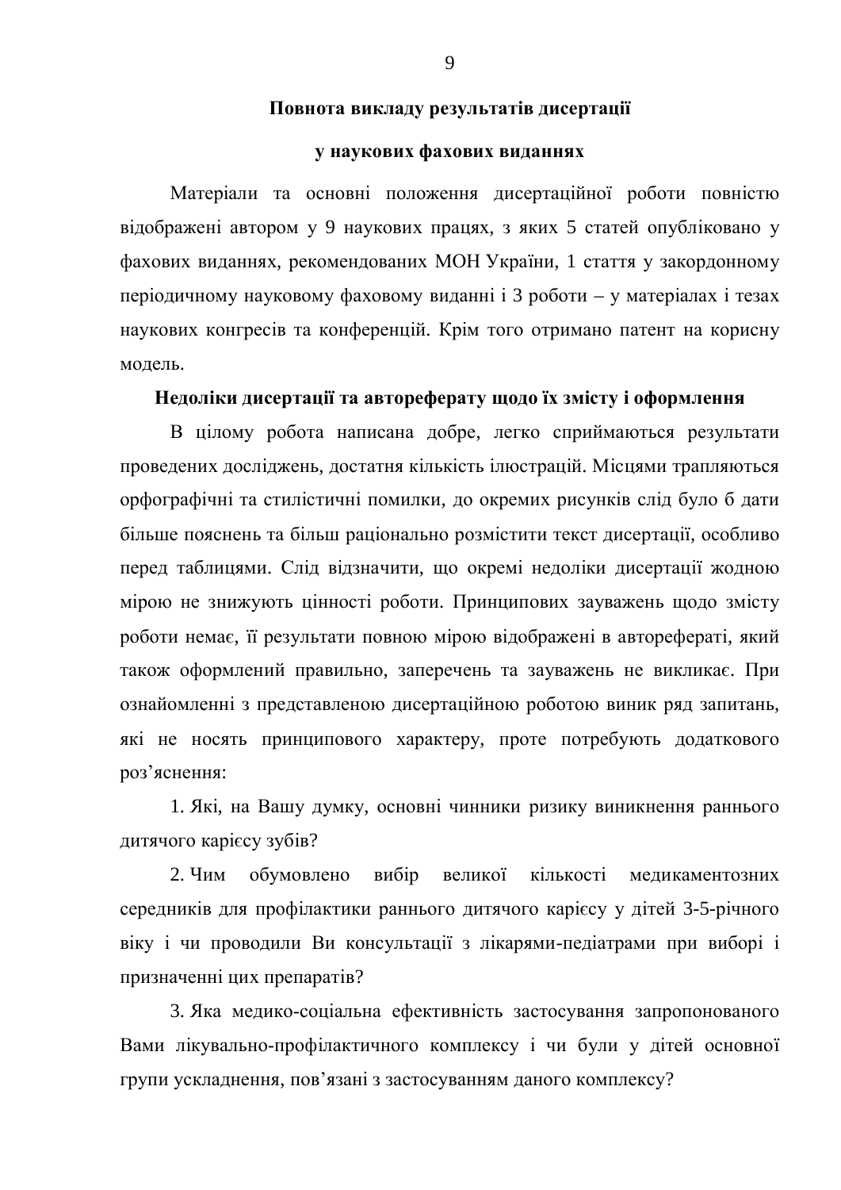**Повнота викладу результатів дисертації**

**у наукових фахових виданнях**

Матеріали та основні положення дисертаційної роботи повністю відображені автором у 9 наукових працях, з яких 5 статей опубліковано у фахових виданнях, рекомендованих МОН України, 1 стаття у закордонному періодичному науковому фаховому виданні і 3 роботи – у матеріалах і тезах наукових конгресів та конференцій. Крім того отримано патент на корисну модель.

**Недоліки дисертації та автореферату щодо їх змісту і оформлення**

В цілому робота написана добре, легко сприймаються результати проведених досліджень, достатня кількість ілюстрацій. Місцями трапляються орфографічні та стилістичні помилки, до окремих рисунків слід було б дати більше пояснень та більш раціонально розмістити текст дисертації, особливо перед таблицями. Слід відзначити, що окремі недоліки дисертації жодною мірою не знижують цінності роботи. Принципових зауважень щодо змісту роботи немає, її результати повною мірою відображені в авторефераті, який також оформлений правильно, заперечень та зауважень не викликає. При ознайомленні з представленою дисертаційною роботою виник ряд запитань, які не носять принципового характеру, проте потребують додаткового роз'яснення:

1. Які, на Вашу думку, основні чинники ризику виникнення раннього дитячого карієсу зубів?

2. Чим обумовлено вибір великої кількості медикаментозних середників для профілактики раннього дитячого карієсу у дітей 3-5-річного віку і чи проводили Ви консультації з лікарями-педіатрами при виборі і призначенні цих препаратів?

3. Яка медико-соціальна ефективність застосування запропонованого Вами лікувально-профілактичного комплексу і чи були у дітей основної групи ускладнення, пов'язані з застосуванням даного комплексу?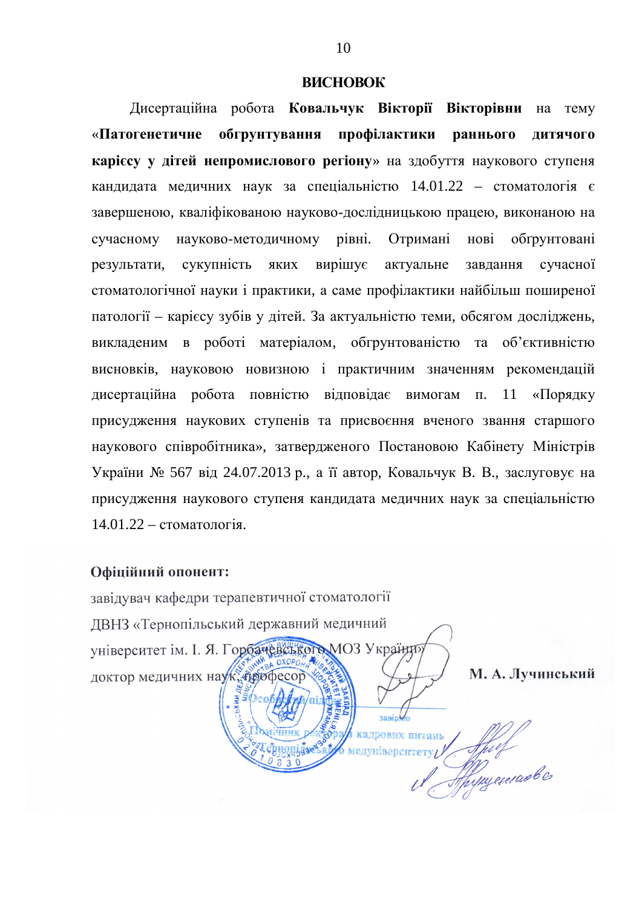## ВИСНОВОК

Дисертаційна робота **Ковальчук Вікторії Вікторівни** на тему «**Патогенетичне обґрунтування профілактики раннього дитячого карієсу у дітей непромислового регіону**» на здобуття наукового ступеня кандидата медичних наук за спеціальністю 14.01.22 – стоматологія є завершеною, кваліфікованою науково-дослідницькою працею, виконаною на сучасному науково-методичному рівні. Отримані нові обґрунтовані результати, сукупність яких вирішує актуальне завдання сучасної стоматологічної науки і практики, а саме профілактики найбільш поширеної патології – карієсу зубів у дітей. За актуальністю теми, обсягом досліджень, викладеним в роботі матеріалом, обґрунтованістю та об'єктивністю висновків, науковою новизною і практичним значенням рекомендацій дисертаційна робота повністю відповідає вимогам п. 11 «Порядку присудження наукових ступенів та присвоєння вченого звання старшого наукового співробітника», затвердженого Постановою Кабінету Міністрів України № 567 від 24.07.2013 р., а її автор, Ковальчук В. В., заслуговує на присудження наукового ступеня кандидата медичних наук за спеціальністю 14.01.22 – стоматологія.

**Офіційний опонент:**
завідувач кафедри терапевтичної стоматології
ДВНЗ «Тернопільський державний медичний університет ім. І. Я. Горбачевського МОЗ України»
доктор медичних наук, професор **М. А. Лучинський**

Особистий підпис засвідчено
Помічник ректора з кадрових питань Тернопільського медуніверситету